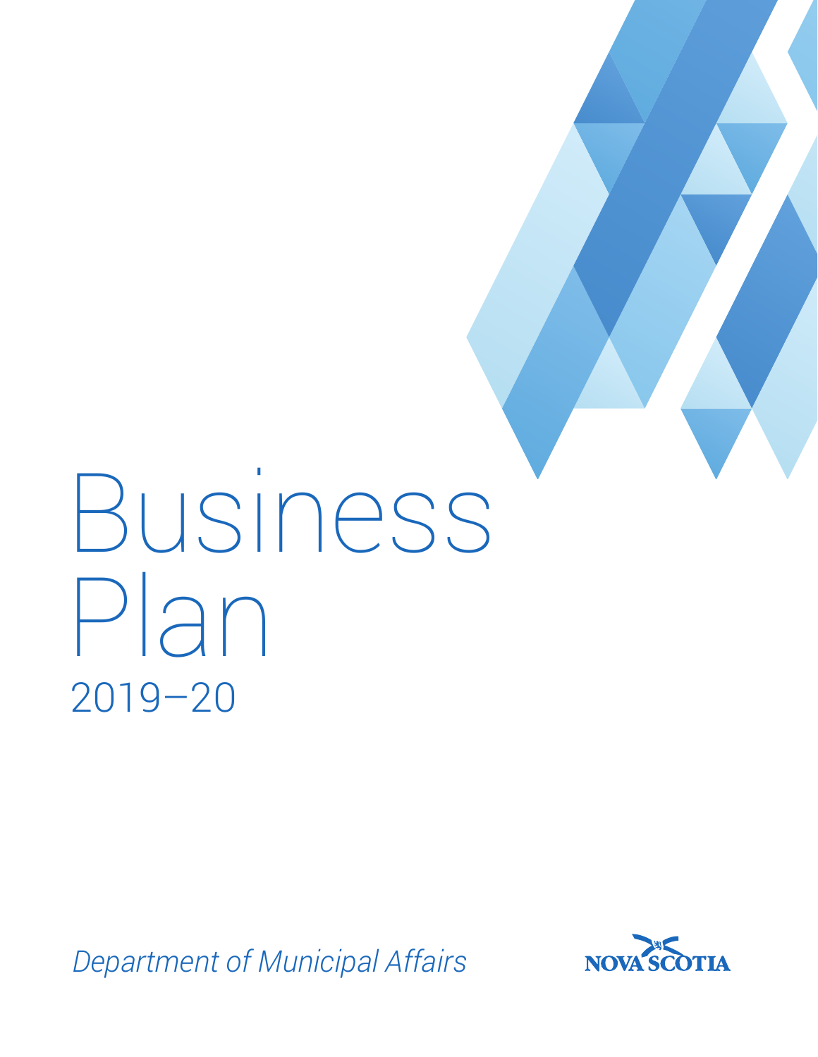# Business Plan

## 2019–20

*Department of Municipal Affairs*

NOVA SCOTIA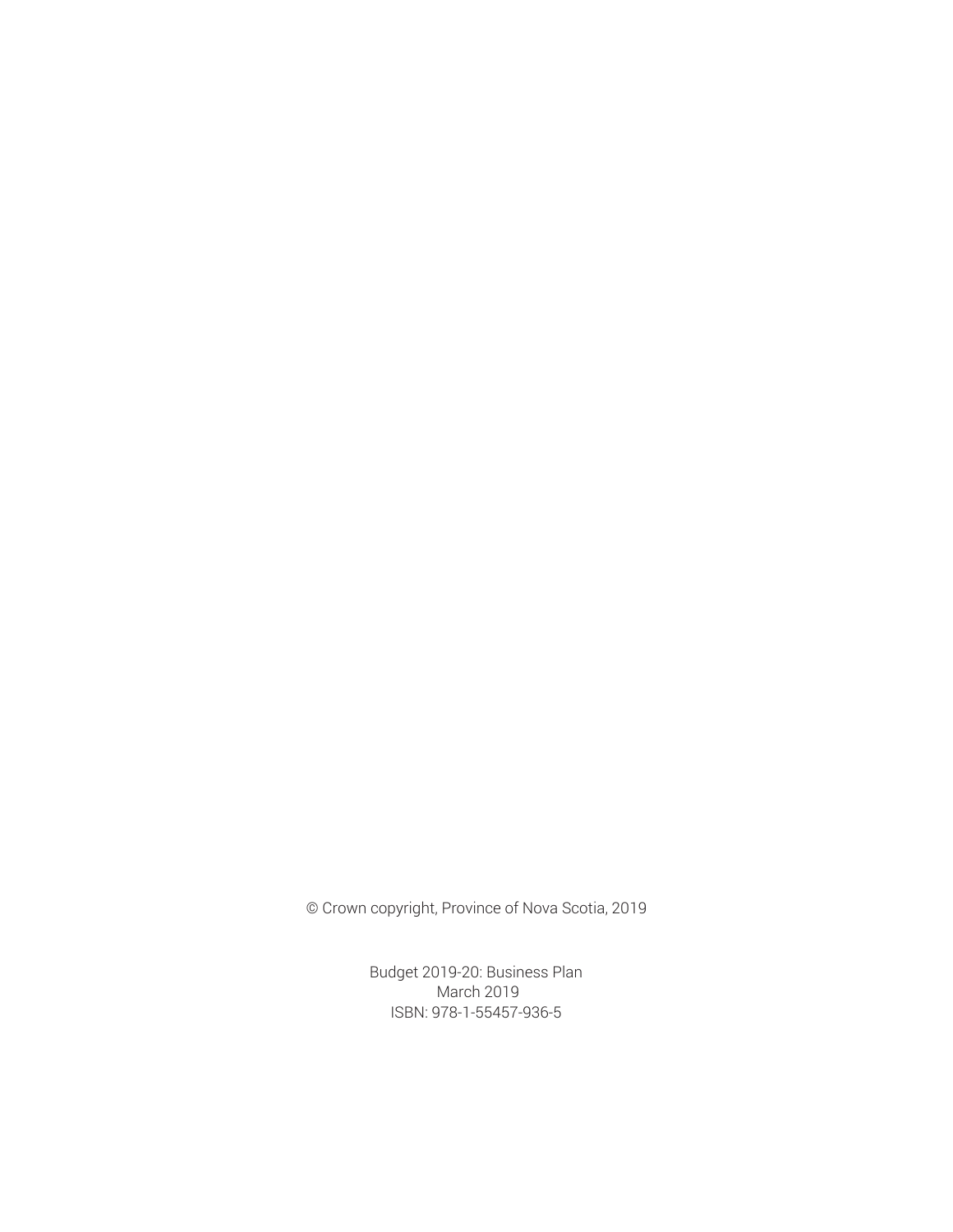© Crown copyright, Province of Nova Scotia, 2019

Budget 2019-20: Business Plan
March 2019
ISBN: 978-1-55457-936-5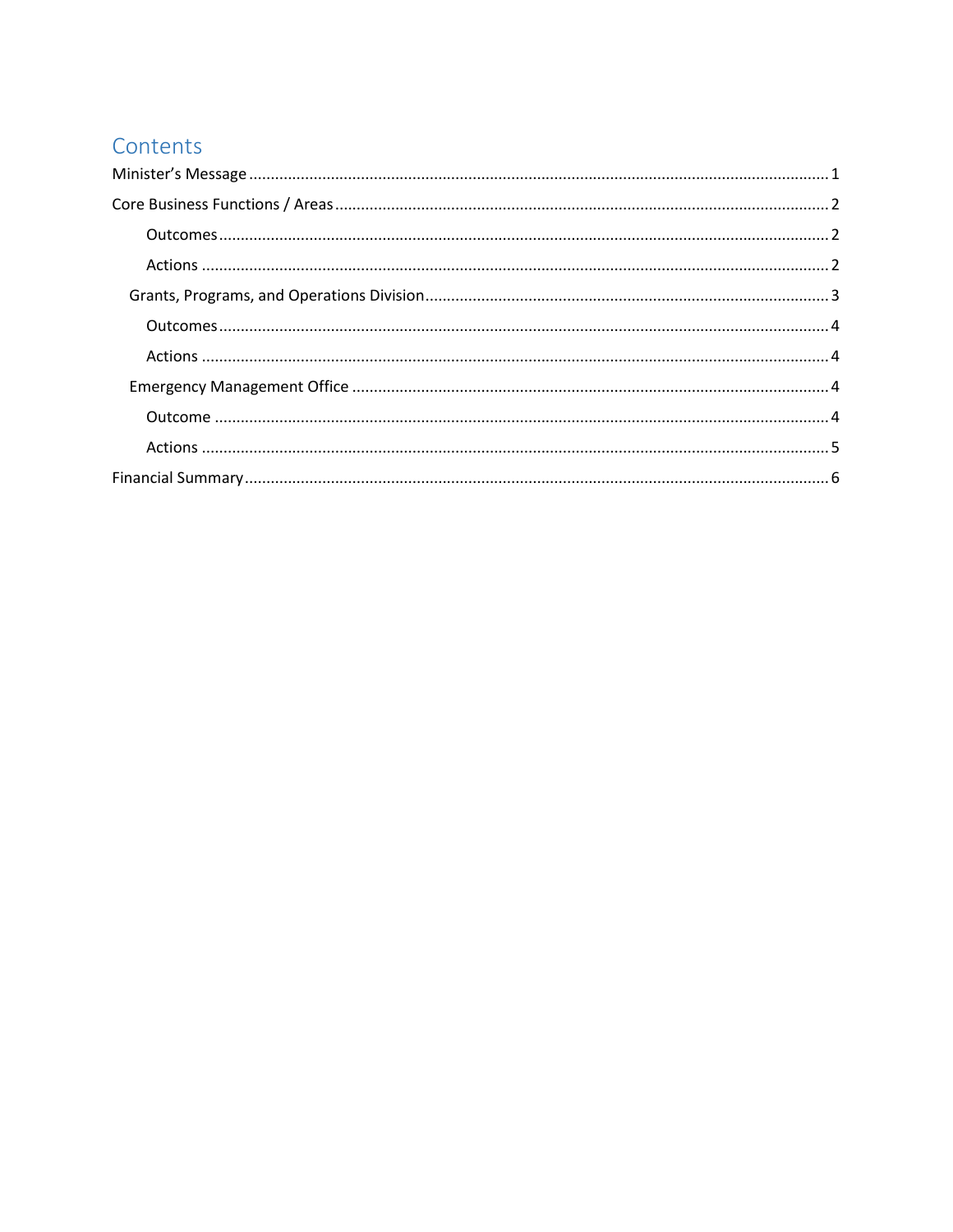# Contents

Minister's Message ........................................................................................................................ 1

Core Business Functions / Areas ................................................................................................... 2

- Outcomes ................................................................................................................................ 2
- Actions .................................................................................................................................... 2

Grants, Programs, and Operations Division .................................................................................. 3

- Outcomes ................................................................................................................................ 4
- Actions .................................................................................................................................... 4

Emergency Management Office .................................................................................................... 4

- Outcome .................................................................................................................................. 4
- Actions .................................................................................................................................... 5

Financial Summary ........................................................................................................................ 6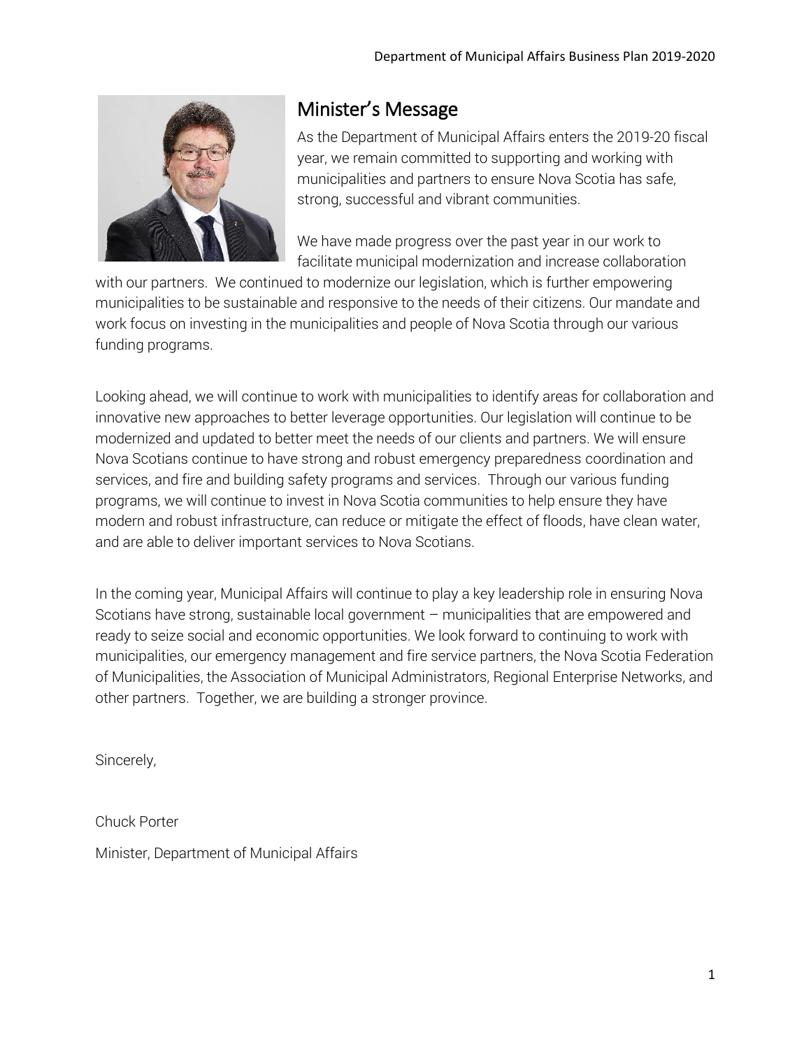## Minister's Message

As the Department of Municipal Affairs enters the 2019-20 fiscal year, we remain committed to supporting and working with municipalities and partners to ensure Nova Scotia has safe, strong, successful and vibrant communities.

We have made progress over the past year in our work to facilitate municipal modernization and increase collaboration with our partners. We continued to modernize our legislation, which is further empowering municipalities to be sustainable and responsive to the needs of their citizens. Our mandate and work focus on investing in the municipalities and people of Nova Scotia through our various funding programs.

Looking ahead, we will continue to work with municipalities to identify areas for collaboration and innovative new approaches to better leverage opportunities. Our legislation will continue to be modernized and updated to better meet the needs of our clients and partners. We will ensure Nova Scotians continue to have strong and robust emergency preparedness coordination and services, and fire and building safety programs and services. Through our various funding programs, we will continue to invest in Nova Scotia communities to help ensure they have modern and robust infrastructure, can reduce or mitigate the effect of floods, have clean water, and are able to deliver important services to Nova Scotians.

In the coming year, Municipal Affairs will continue to play a key leadership role in ensuring Nova Scotians have strong, sustainable local government – municipalities that are empowered and ready to seize social and economic opportunities. We look forward to continuing to work with municipalities, our emergency management and fire service partners, the Nova Scotia Federation of Municipalities, the Association of Municipal Administrators, Regional Enterprise Networks, and other partners. Together, we are building a stronger province.

Sincerely,

Chuck Porter

Minister, Department of Municipal Affairs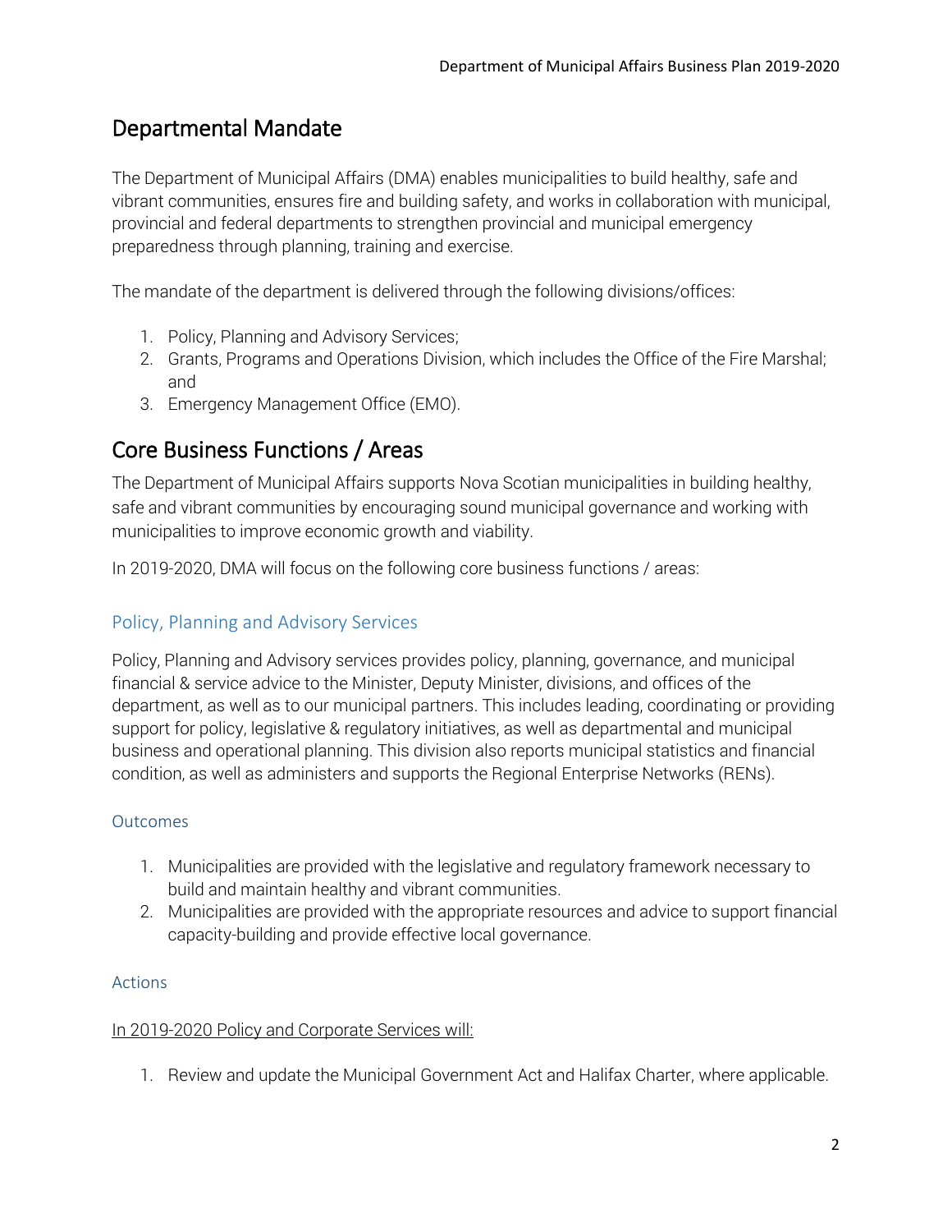## Departmental Mandate

The Department of Municipal Affairs (DMA) enables municipalities to build healthy, safe and vibrant communities, ensures fire and building safety, and works in collaboration with municipal, provincial and federal departments to strengthen provincial and municipal emergency preparedness through planning, training and exercise.

The mandate of the department is delivered through the following divisions/offices:

1. Policy, Planning and Advisory Services;
2. Grants, Programs and Operations Division, which includes the Office of the Fire Marshal; and
3. Emergency Management Office (EMO).

## Core Business Functions / Areas

The Department of Municipal Affairs supports Nova Scotian municipalities in building healthy, safe and vibrant communities by encouraging sound municipal governance and working with municipalities to improve economic growth and viability.

In 2019-2020, DMA will focus on the following core business functions / areas:

### Policy, Planning and Advisory Services

Policy, Planning and Advisory services provides policy, planning, governance, and municipal financial & service advice to the Minister, Deputy Minister, divisions, and offices of the department, as well as to our municipal partners. This includes leading, coordinating or providing support for policy, legislative & regulatory initiatives, as well as departmental and municipal business and operational planning. This division also reports municipal statistics and financial condition, as well as administers and supports the Regional Enterprise Networks (RENs).

#### Outcomes

1. Municipalities are provided with the legislative and regulatory framework necessary to build and maintain healthy and vibrant communities.
2. Municipalities are provided with the appropriate resources and advice to support financial capacity-building and provide effective local governance.

#### Actions

In 2019-2020 Policy and Corporate Services will:

1. Review and update the Municipal Government Act and Halifax Charter, where applicable.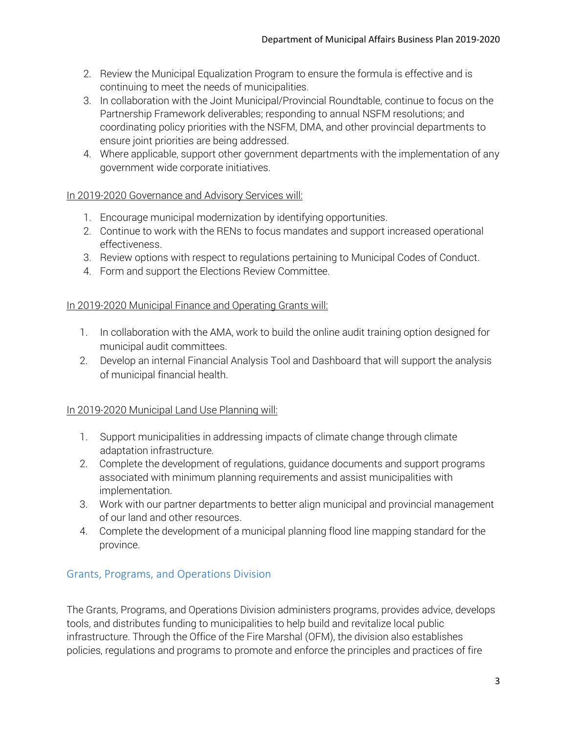2. Review the Municipal Equalization Program to ensure the formula is effective and is continuing to meet the needs of municipalities.
3. In collaboration with the Joint Municipal/Provincial Roundtable, continue to focus on the Partnership Framework deliverables; responding to annual NSFM resolutions; and coordinating policy priorities with the NSFM, DMA, and other provincial departments to ensure joint priorities are being addressed.
4. Where applicable, support other government departments with the implementation of any government wide corporate initiatives.

In 2019-2020 Governance and Advisory Services will:

1. Encourage municipal modernization by identifying opportunities.
2. Continue to work with the RENs to focus mandates and support increased operational effectiveness.
3. Review options with respect to regulations pertaining to Municipal Codes of Conduct.
4. Form and support the Elections Review Committee.

In 2019-2020 Municipal Finance and Operating Grants will:

1. In collaboration with the AMA, work to build the online audit training option designed for municipal audit committees.
2. Develop an internal Financial Analysis Tool and Dashboard that will support the analysis of municipal financial health.

In 2019-2020 Municipal Land Use Planning will:

1. Support municipalities in addressing impacts of climate change through climate adaptation infrastructure.
2. Complete the development of regulations, guidance documents and support programs associated with minimum planning requirements and assist municipalities with implementation.
3. Work with our partner departments to better align municipal and provincial management of our land and other resources.
4. Complete the development of a municipal planning flood line mapping standard for the province.

## Grants, Programs, and Operations Division

The Grants, Programs, and Operations Division administers programs, provides advice, develops tools, and distributes funding to municipalities to help build and revitalize local public infrastructure. Through the Office of the Fire Marshal (OFM), the division also establishes policies, regulations and programs to promote and enforce the principles and practices of fire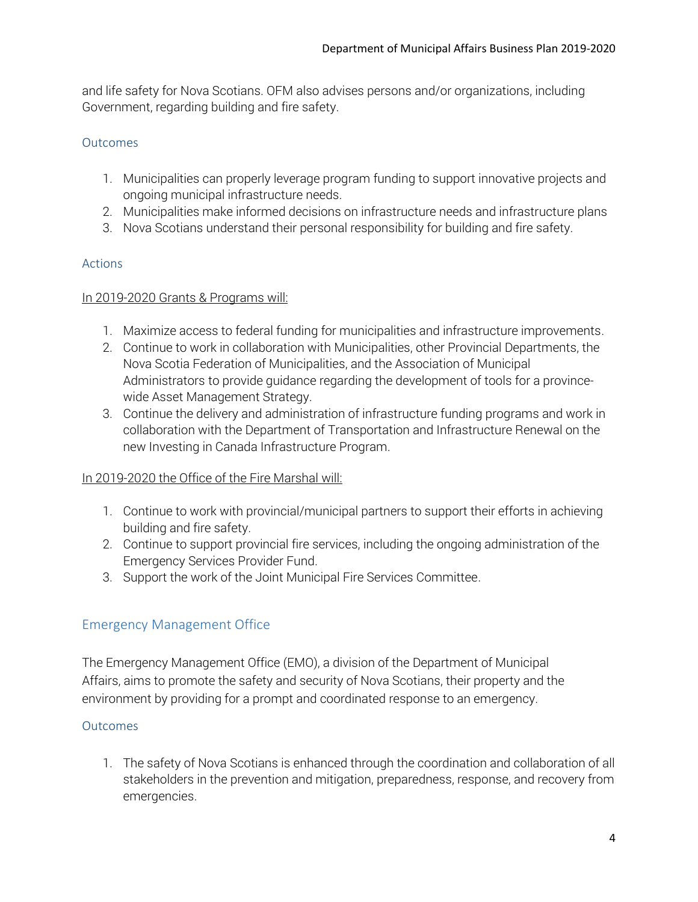and life safety for Nova Scotians. OFM also advises persons and/or organizations, including Government, regarding building and fire safety.

### Outcomes

1. Municipalities can properly leverage program funding to support innovative projects and ongoing municipal infrastructure needs.
2. Municipalities make informed decisions on infrastructure needs and infrastructure plans
3. Nova Scotians understand their personal responsibility for building and fire safety.

### Actions

<u>In 2019-2020 Grants & Programs will:</u>

1. Maximize access to federal funding for municipalities and infrastructure improvements.
2. Continue to work in collaboration with Municipalities, other Provincial Departments, the Nova Scotia Federation of Municipalities, and the Association of Municipal Administrators to provide guidance regarding the development of tools for a province-wide Asset Management Strategy.
3. Continue the delivery and administration of infrastructure funding programs and work in collaboration with the Department of Transportation and Infrastructure Renewal on the new Investing in Canada Infrastructure Program.

<u>In 2019-2020 the Office of the Fire Marshal will:</u>

1. Continue to work with provincial/municipal partners to support their efforts in achieving building and fire safety.
2. Continue to support provincial fire services, including the ongoing administration of the Emergency Services Provider Fund.
3. Support the work of the Joint Municipal Fire Services Committee.

## Emergency Management Office

The Emergency Management Office (EMO), a division of the Department of Municipal Affairs, aims to promote the safety and security of Nova Scotians, their property and the environment by providing for a prompt and coordinated response to an emergency.

### Outcomes

1. The safety of Nova Scotians is enhanced through the coordination and collaboration of all stakeholders in the prevention and mitigation, preparedness, response, and recovery from emergencies.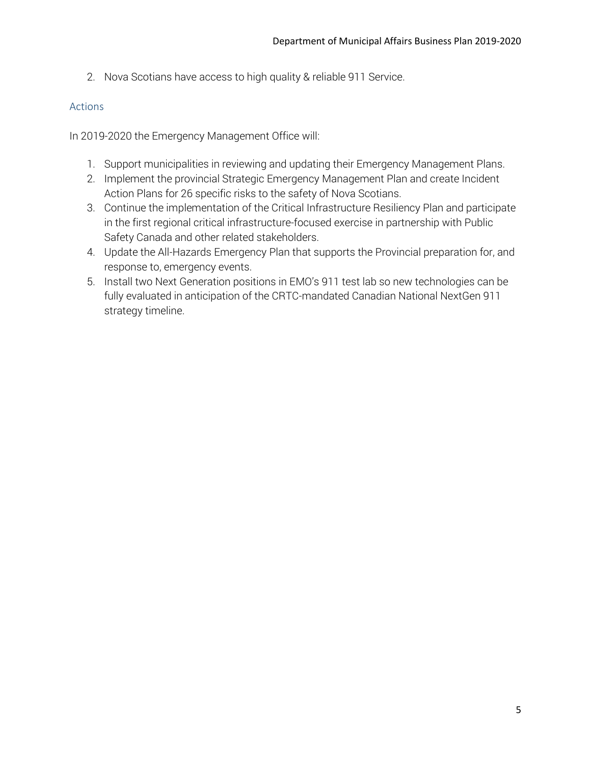2. Nova Scotians have access to high quality & reliable 911 Service.

### Actions

In 2019-2020 the Emergency Management Office will:

1. Support municipalities in reviewing and updating their Emergency Management Plans.
2. Implement the provincial Strategic Emergency Management Plan and create Incident Action Plans for 26 specific risks to the safety of Nova Scotians.
3. Continue the implementation of the Critical Infrastructure Resiliency Plan and participate in the first regional critical infrastructure-focused exercise in partnership with Public Safety Canada and other related stakeholders.
4. Update the All-Hazards Emergency Plan that supports the Provincial preparation for, and response to, emergency events.
5. Install two Next Generation positions in EMO's 911 test lab so new technologies can be fully evaluated in anticipation of the CRTC-mandated Canadian National NextGen 911 strategy timeline.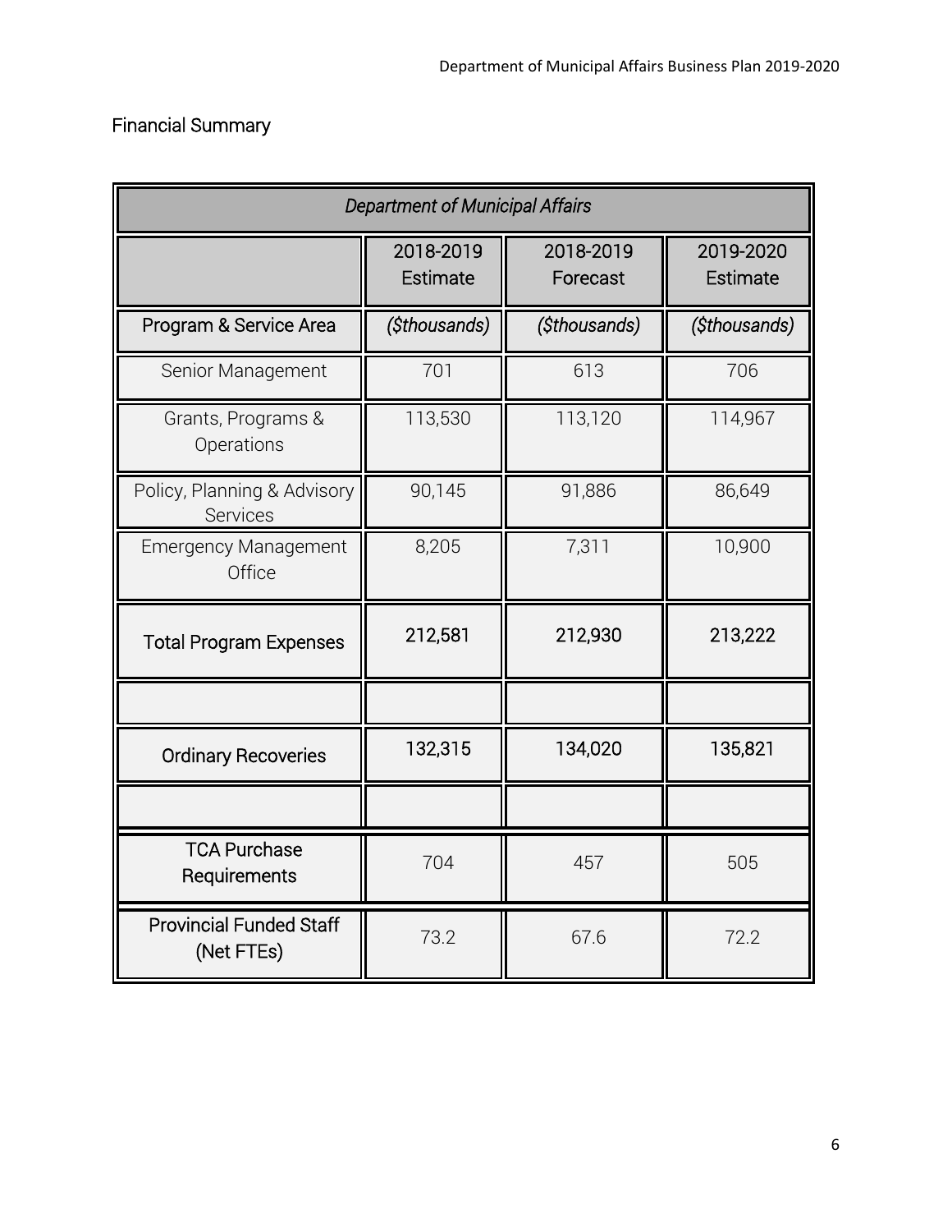## Financial Summary

| *Department of Municipal Affairs* | | | |
|---|---|---|---|
| | 2018-2019 Estimate | 2018-2019 Forecast | 2019-2020 Estimate |
| Program & Service Area | *($thousands)* | *($thousands)* | *($thousands)* |
| Senior Management | 701 | 613 | 706 |
| Grants, Programs & Operations | 113,530 | 113,120 | 114,967 |
| Policy, Planning & Advisory Services | 90,145 | 91,886 | 86,649 |
| Emergency Management Office | 8,205 | 7,311 | 10,900 |
| **Total Program Expenses** | **212,581** | **212,930** | **213,222** |
| | | | |
| **Ordinary Recoveries** | **132,315** | **134,020** | **135,821** |
| | | | |
| **TCA Purchase Requirements** | 704 | 457 | 505 |
| **Provincial Funded Staff (Net FTEs)** | 73.2 | 67.6 | 72.2 |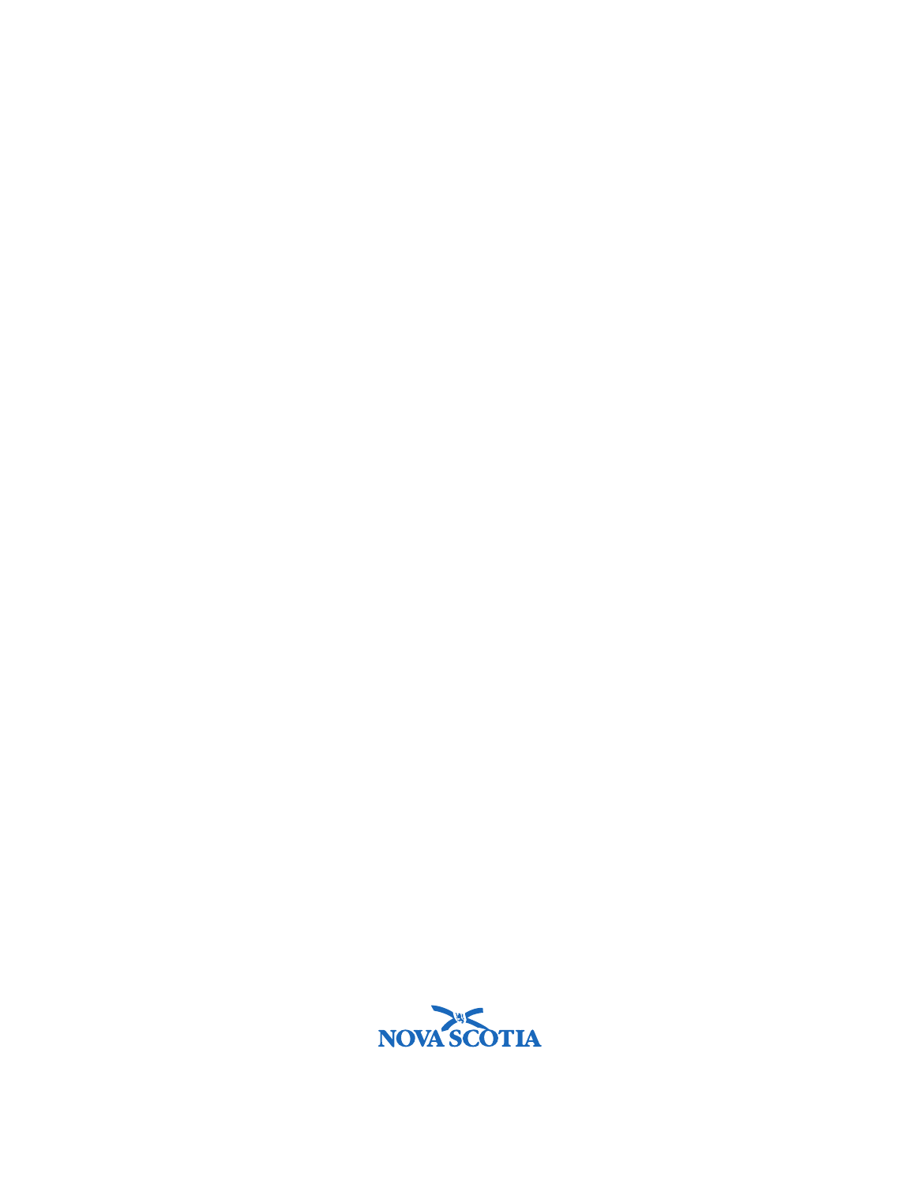NOVA SCOTIA